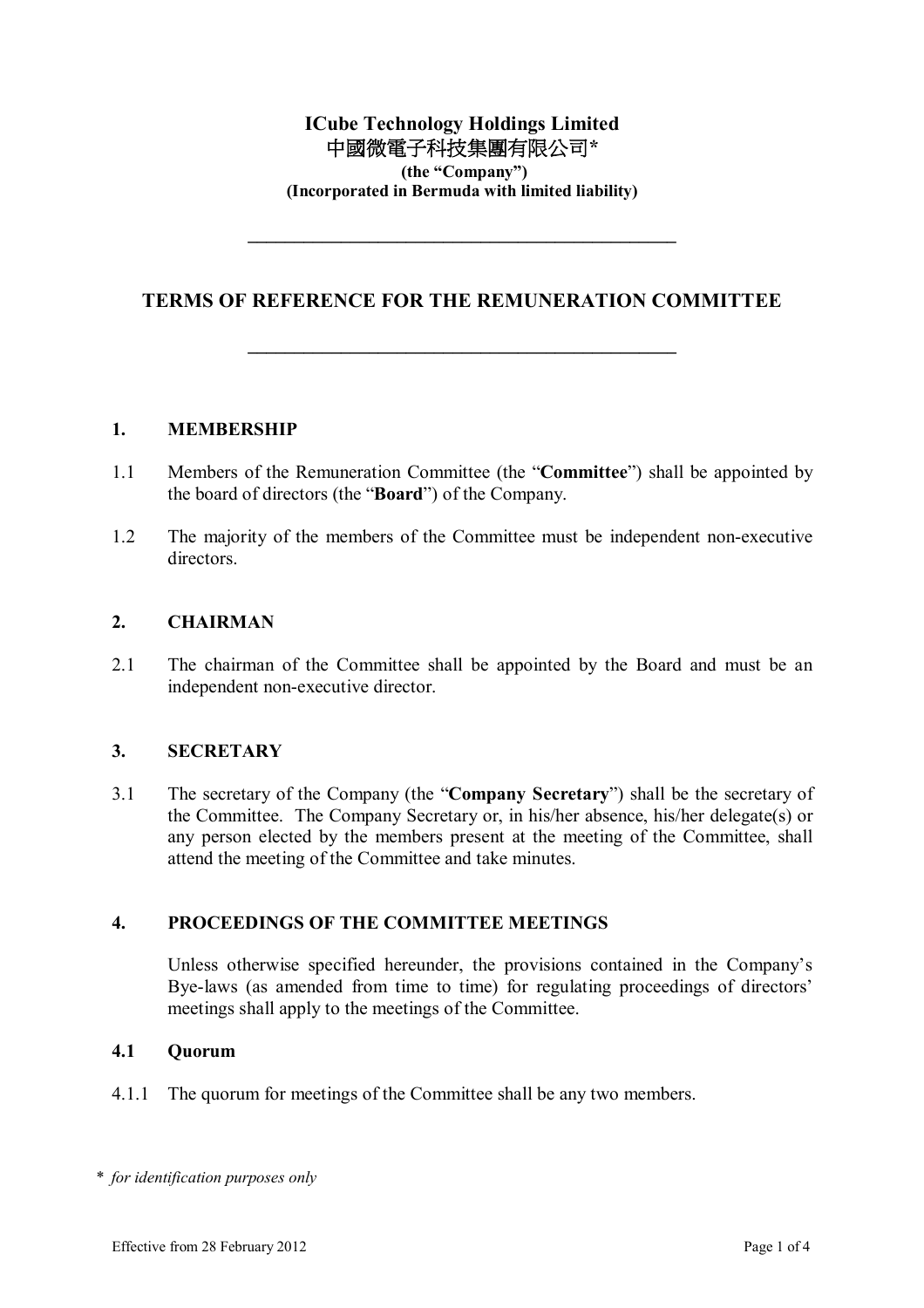**ICube Technology Holdings Limited**
**中國微電子科技集團有限公司***
**(the "Company")**
**(Incorporated in Bermuda with limited liability)**

---

# TERMS OF REFERENCE FOR THE REMUNERATION COMMITTEE

---

## 1. MEMBERSHIP

1.1 Members of the Remuneration Committee (the "**Committee**") shall be appointed by the board of directors (the "**Board**") of the Company.

1.2 The majority of the members of the Committee must be independent non-executive directors.

## 2. CHAIRMAN

2.1 The chairman of the Committee shall be appointed by the Board and must be an independent non-executive director.

## 3. SECRETARY

3.1 The secretary of the Company (the "**Company Secretary**") shall be the secretary of the Committee. The Company Secretary or, in his/her absence, his/her delegate(s) or any person elected by the members present at the meeting of the Committee, shall attend the meeting of the Committee and take minutes.

## 4. PROCEEDINGS OF THE COMMITTEE MEETINGS

Unless otherwise specified hereunder, the provisions contained in the Company's Bye-laws (as amended from time to time) for regulating proceedings of directors' meetings shall apply to the meetings of the Committee.

### 4.1 Quorum

4.1.1 The quorum for meetings of the Committee shall be any two members.

\* *for identification purposes only*

Effective from 28 February 2012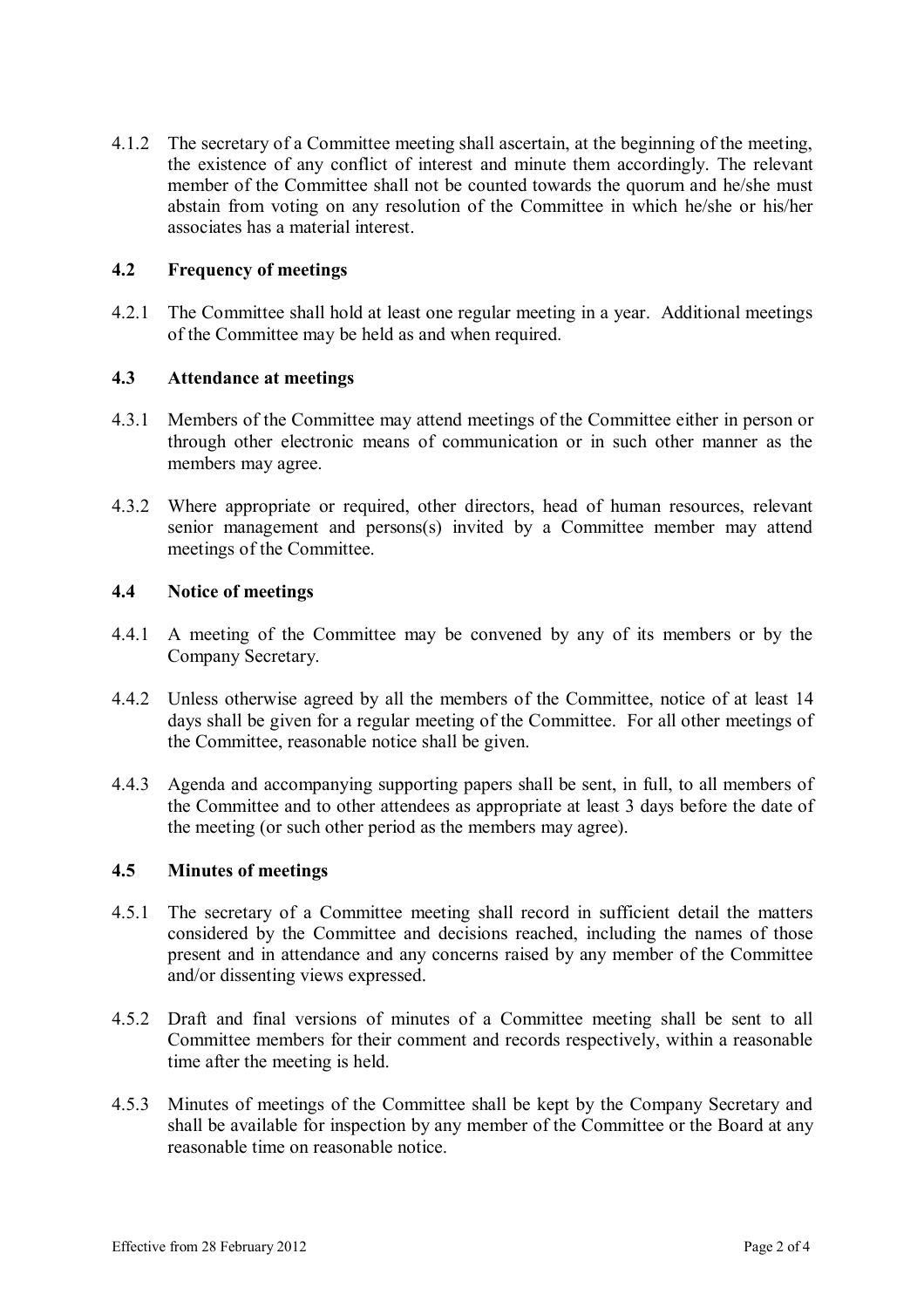4.1.2 The secretary of a Committee meeting shall ascertain, at the beginning of the meeting, the existence of any conflict of interest and minute them accordingly. The relevant member of the Committee shall not be counted towards the quorum and he/she must abstain from voting on any resolution of the Committee in which he/she or his/her associates has a material interest.

### 4.2 Frequency of meetings

4.2.1 The Committee shall hold at least one regular meeting in a year. Additional meetings of the Committee may be held as and when required.

### 4.3 Attendance at meetings

4.3.1 Members of the Committee may attend meetings of the Committee either in person or through other electronic means of communication or in such other manner as the members may agree.

4.3.2 Where appropriate or required, other directors, head of human resources, relevant senior management and persons(s) invited by a Committee member may attend meetings of the Committee.

### 4.4 Notice of meetings

4.4.1 A meeting of the Committee may be convened by any of its members or by the Company Secretary.

4.4.2 Unless otherwise agreed by all the members of the Committee, notice of at least 14 days shall be given for a regular meeting of the Committee. For all other meetings of the Committee, reasonable notice shall be given.

4.4.3 Agenda and accompanying supporting papers shall be sent, in full, to all members of the Committee and to other attendees as appropriate at least 3 days before the date of the meeting (or such other period as the members may agree).

### 4.5 Minutes of meetings

4.5.1 The secretary of a Committee meeting shall record in sufficient detail the matters considered by the Committee and decisions reached, including the names of those present and in attendance and any concerns raised by any member of the Committee and/or dissenting views expressed.

4.5.2 Draft and final versions of minutes of a Committee meeting shall be sent to all Committee members for their comment and records respectively, within a reasonable time after the meeting is held.

4.5.3 Minutes of meetings of the Committee shall be kept by the Company Secretary and shall be available for inspection by any member of the Committee or the Board at any reasonable time on reasonable notice.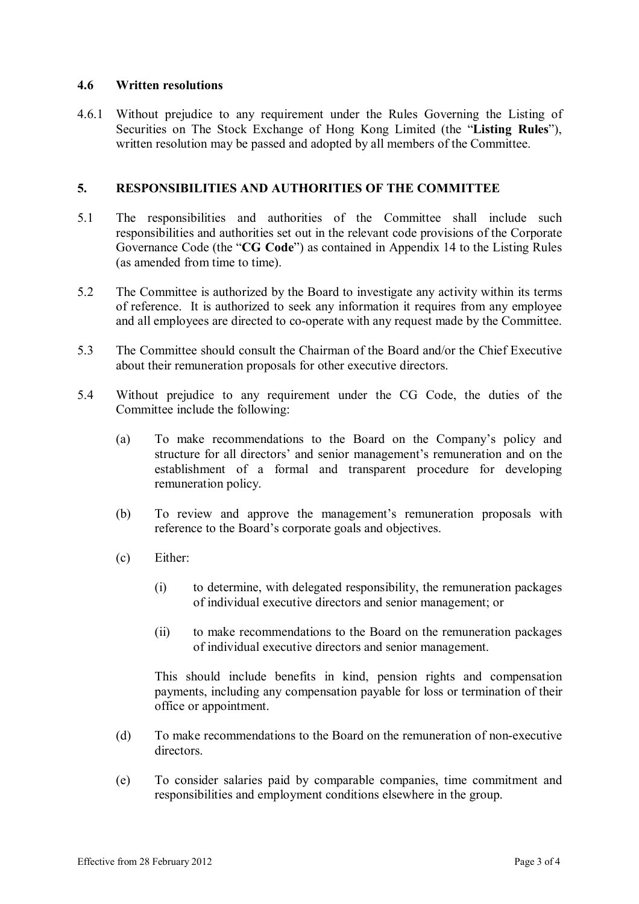### 4.6 Written resolutions

4.6.1 Without prejudice to any requirement under the Rules Governing the Listing of Securities on The Stock Exchange of Hong Kong Limited (the "**Listing Rules**"), written resolution may be passed and adopted by all members of the Committee.

## 5. RESPONSIBILITIES AND AUTHORITIES OF THE COMMITTEE

5.1 The responsibilities and authorities of the Committee shall include such responsibilities and authorities set out in the relevant code provisions of the Corporate Governance Code (the "**CG Code**") as contained in Appendix 14 to the Listing Rules (as amended from time to time).

5.2 The Committee is authorized by the Board to investigate any activity within its terms of reference. It is authorized to seek any information it requires from any employee and all employees are directed to co-operate with any request made by the Committee.

5.3 The Committee should consult the Chairman of the Board and/or the Chief Executive about their remuneration proposals for other executive directors.

5.4 Without prejudice to any requirement under the CG Code, the duties of the Committee include the following:

(a) To make recommendations to the Board on the Company's policy and structure for all directors' and senior management's remuneration and on the establishment of a formal and transparent procedure for developing remuneration policy.

(b) To review and approve the management's remuneration proposals with reference to the Board's corporate goals and objectives.

(c) Either:

(i) to determine, with delegated responsibility, the remuneration packages of individual executive directors and senior management; or

(ii) to make recommendations to the Board on the remuneration packages of individual executive directors and senior management.

This should include benefits in kind, pension rights and compensation payments, including any compensation payable for loss or termination of their office or appointment.

(d) To make recommendations to the Board on the remuneration of non-executive directors.

(e) To consider salaries paid by comparable companies, time commitment and responsibilities and employment conditions elsewhere in the group.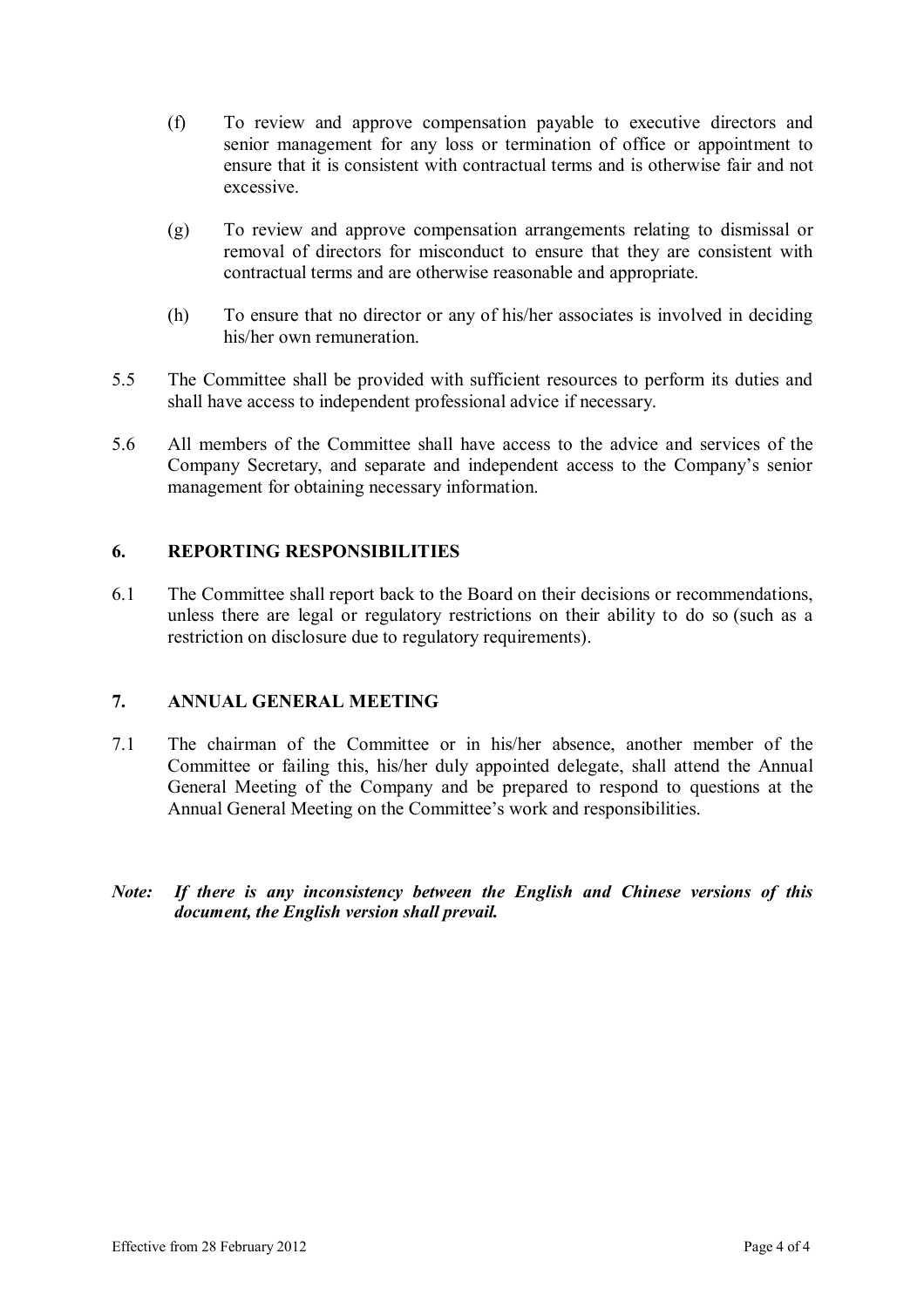(f) To review and approve compensation payable to executive directors and senior management for any loss or termination of office or appointment to ensure that it is consistent with contractual terms and is otherwise fair and not excessive.

(g) To review and approve compensation arrangements relating to dismissal or removal of directors for misconduct to ensure that they are consistent with contractual terms and are otherwise reasonable and appropriate.

(h) To ensure that no director or any of his/her associates is involved in deciding his/her own remuneration.

5.5 The Committee shall be provided with sufficient resources to perform its duties and shall have access to independent professional advice if necessary.

5.6 All members of the Committee shall have access to the advice and services of the Company Secretary, and separate and independent access to the Company's senior management for obtaining necessary information.

## 6. REPORTING RESPONSIBILITIES

6.1 The Committee shall report back to the Board on their decisions or recommendations, unless there are legal or regulatory restrictions on their ability to do so (such as a restriction on disclosure due to regulatory requirements).

## 7. ANNUAL GENERAL MEETING

7.1 The chairman of the Committee or in his/her absence, another member of the Committee or failing this, his/her duly appointed delegate, shall attend the Annual General Meeting of the Company and be prepared to respond to questions at the Annual General Meeting on the Committee's work and responsibilities.

***Note: If there is any inconsistency between the English and Chinese versions of this document, the English version shall prevail.***

Effective from 28 February 2012